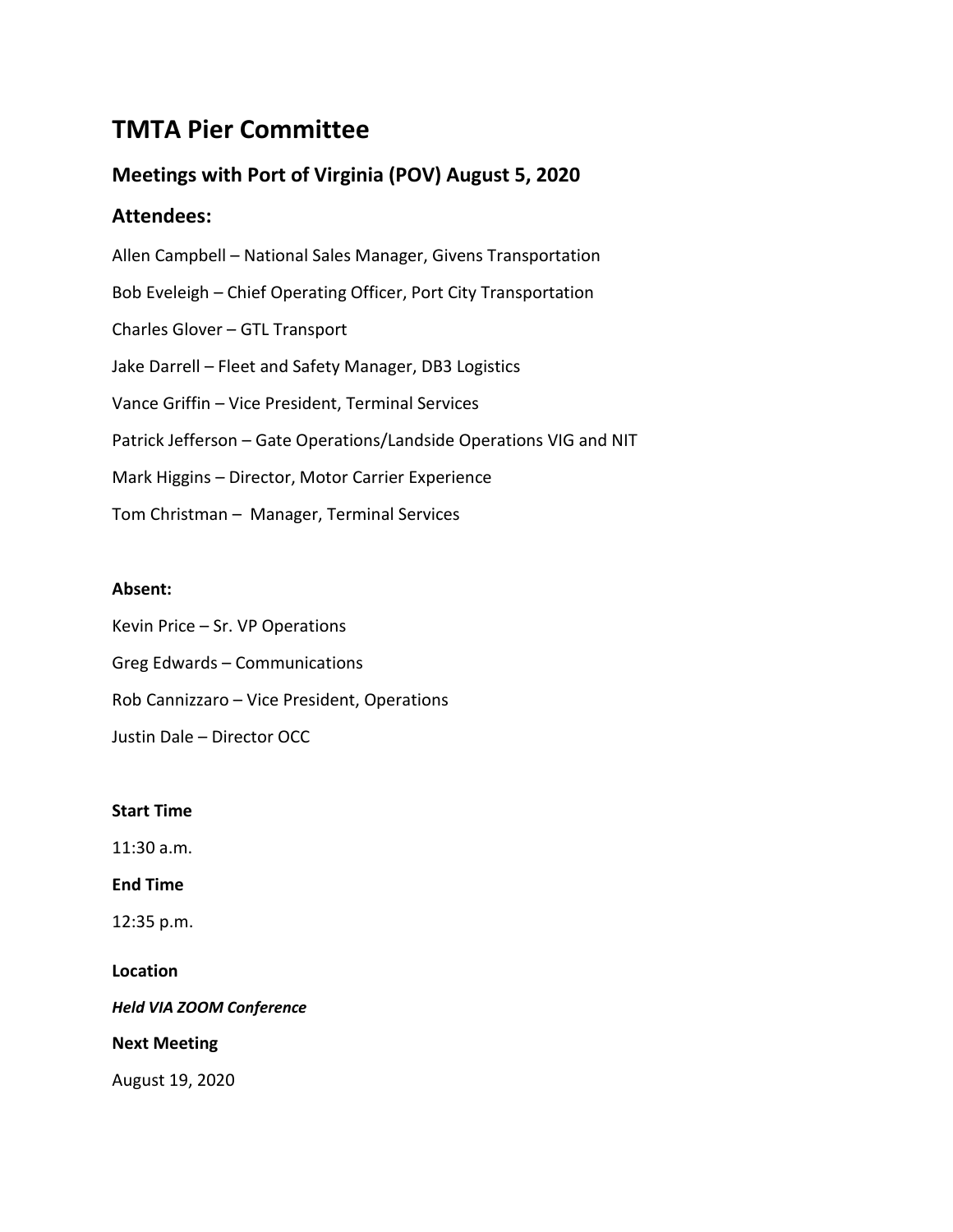# TMTA Pier Committee

## Meetings with Port of Virginia (POV) August 5, 2020

## Attendees:

Allen Campbell – National Sales Manager, Givens Transportation

Bob Eveleigh – Chief Operating Officer, Port City Transportation

Charles Glover – GTL Transport

Jake Darrell – Fleet and Safety Manager, DB3 Logistics

Vance Griffin – Vice President, Terminal Services

Patrick Jefferson – Gate Operations/Landside Operations VIG and NIT

Mark Higgins – Director, Motor Carrier Experience

Tom Christman – Manager, Terminal Services

**Absent:**

Kevin Price – Sr. VP Operations

Greg Edwards – Communications

Rob Cannizzaro – Vice President, Operations

Justin Dale – Director OCC

**Start Time**

11:30 a.m.

**End Time**

12:35 p.m.

**Location**

***Held VIA ZOOM Conference***

**Next Meeting**

August 19, 2020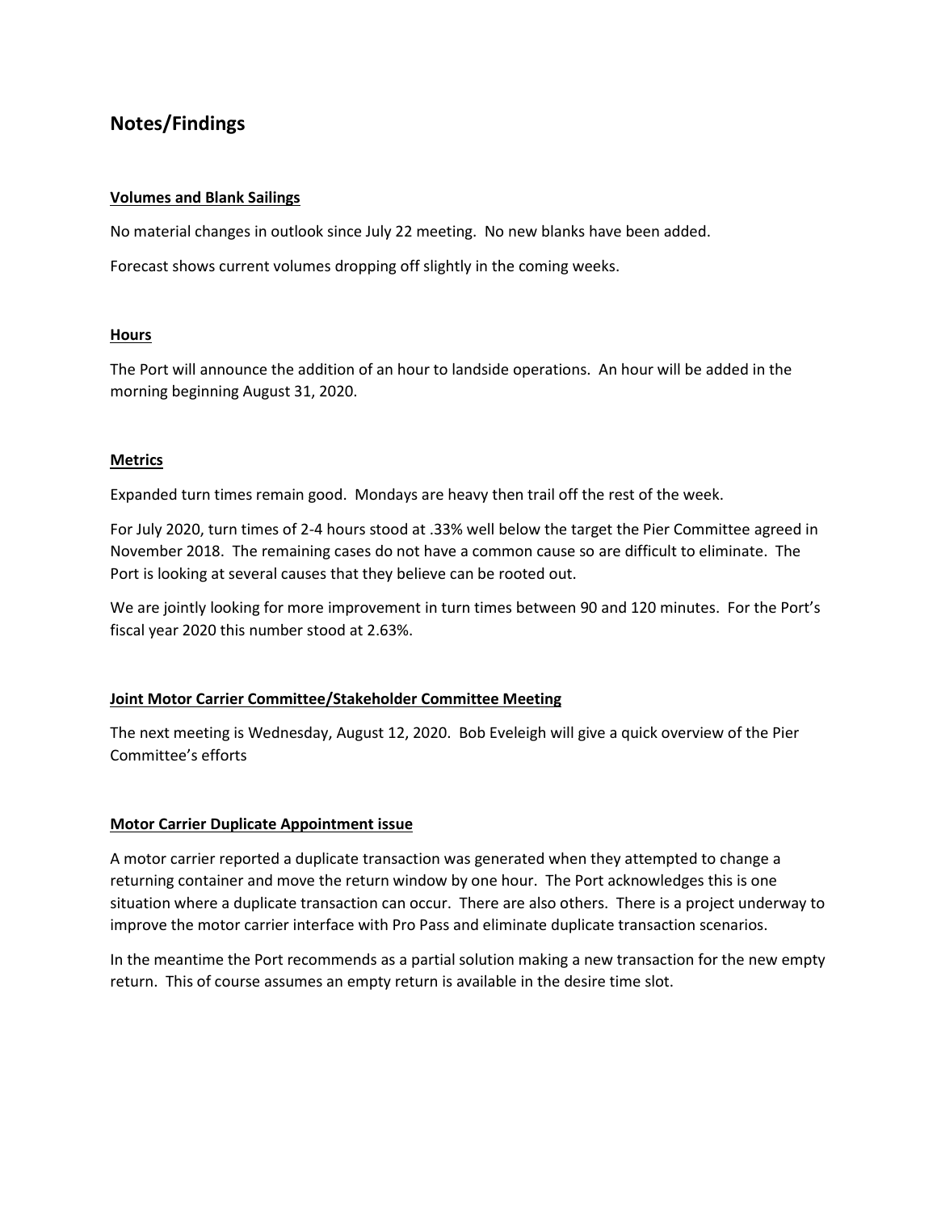## Notes/Findings

### Volumes and Blank Sailings

No material changes in outlook since July 22 meeting. No new blanks have been added.

Forecast shows current volumes dropping off slightly in the coming weeks.

### Hours

The Port will announce the addition of an hour to landside operations. An hour will be added in the morning beginning August 31, 2020.

### Metrics

Expanded turn times remain good. Mondays are heavy then trail off the rest of the week.

For July 2020, turn times of 2-4 hours stood at .33% well below the target the Pier Committee agreed in November 2018. The remaining cases do not have a common cause so are difficult to eliminate. The Port is looking at several causes that they believe can be rooted out.

We are jointly looking for more improvement in turn times between 90 and 120 minutes. For the Port's fiscal year 2020 this number stood at 2.63%.

### Joint Motor Carrier Committee/Stakeholder Committee Meeting

The next meeting is Wednesday, August 12, 2020. Bob Eveleigh will give a quick overview of the Pier Committee's efforts

### Motor Carrier Duplicate Appointment issue

A motor carrier reported a duplicate transaction was generated when they attempted to change a returning container and move the return window by one hour. The Port acknowledges this is one situation where a duplicate transaction can occur. There are also others. There is a project underway to improve the motor carrier interface with Pro Pass and eliminate duplicate transaction scenarios.

In the meantime the Port recommends as a partial solution making a new transaction for the new empty return. This of course assumes an empty return is available in the desire time slot.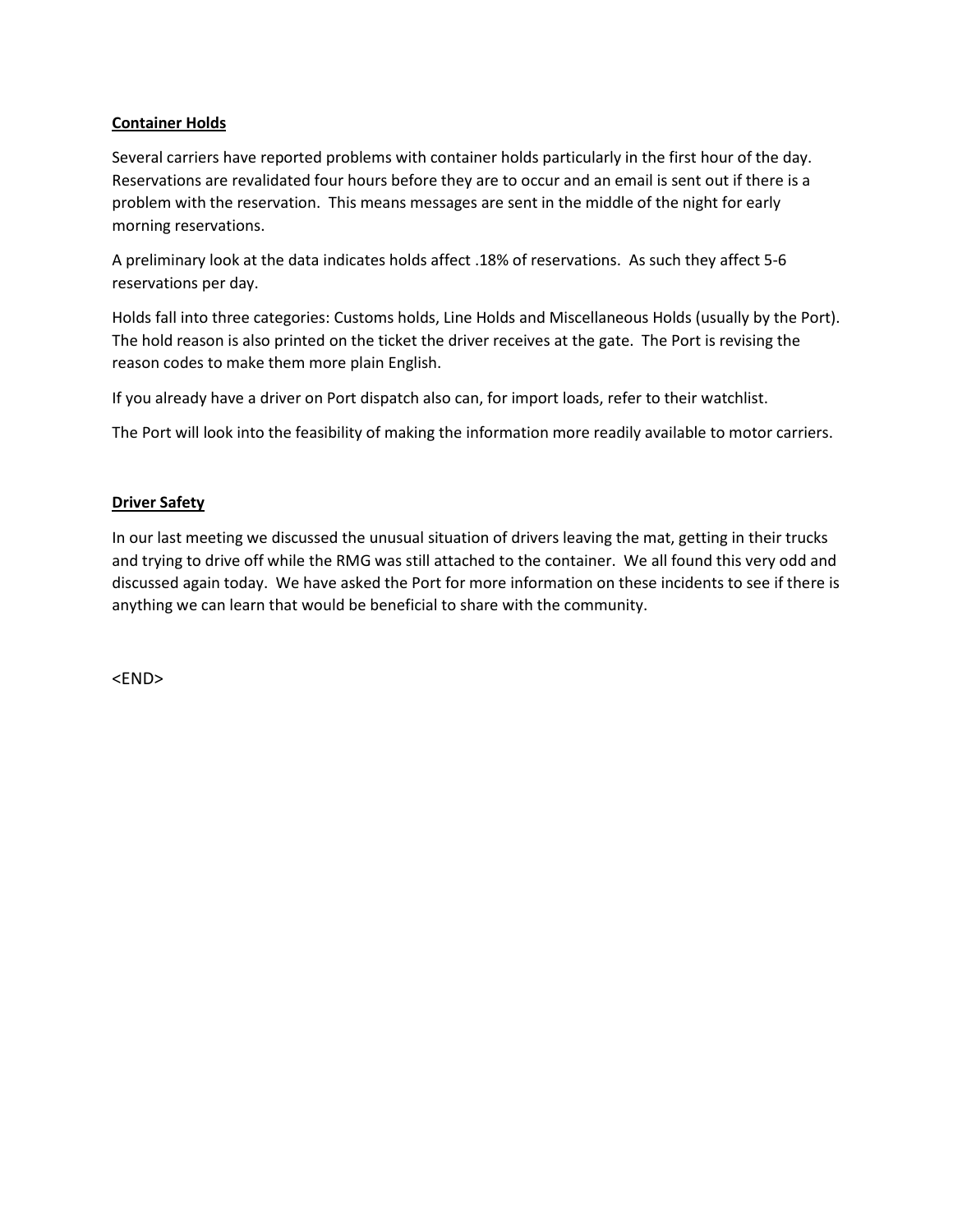**Container Holds**

Several carriers have reported problems with container holds particularly in the first hour of the day. Reservations are revalidated four hours before they are to occur and an email is sent out if there is a problem with the reservation. This means messages are sent in the middle of the night for early morning reservations.

A preliminary look at the data indicates holds affect .18% of reservations. As such they affect 5-6 reservations per day.

Holds fall into three categories: Customs holds, Line Holds and Miscellaneous Holds (usually by the Port). The hold reason is also printed on the ticket the driver receives at the gate. The Port is revising the reason codes to make them more plain English.

If you already have a driver on Port dispatch also can, for import loads, refer to their watchlist.

The Port will look into the feasibility of making the information more readily available to motor carriers.

**Driver Safety**

In our last meeting we discussed the unusual situation of drivers leaving the mat, getting in their trucks and trying to drive off while the RMG was still attached to the container. We all found this very odd and discussed again today. We have asked the Port for more information on these incidents to see if there is anything we can learn that would be beneficial to share with the community.

<END>